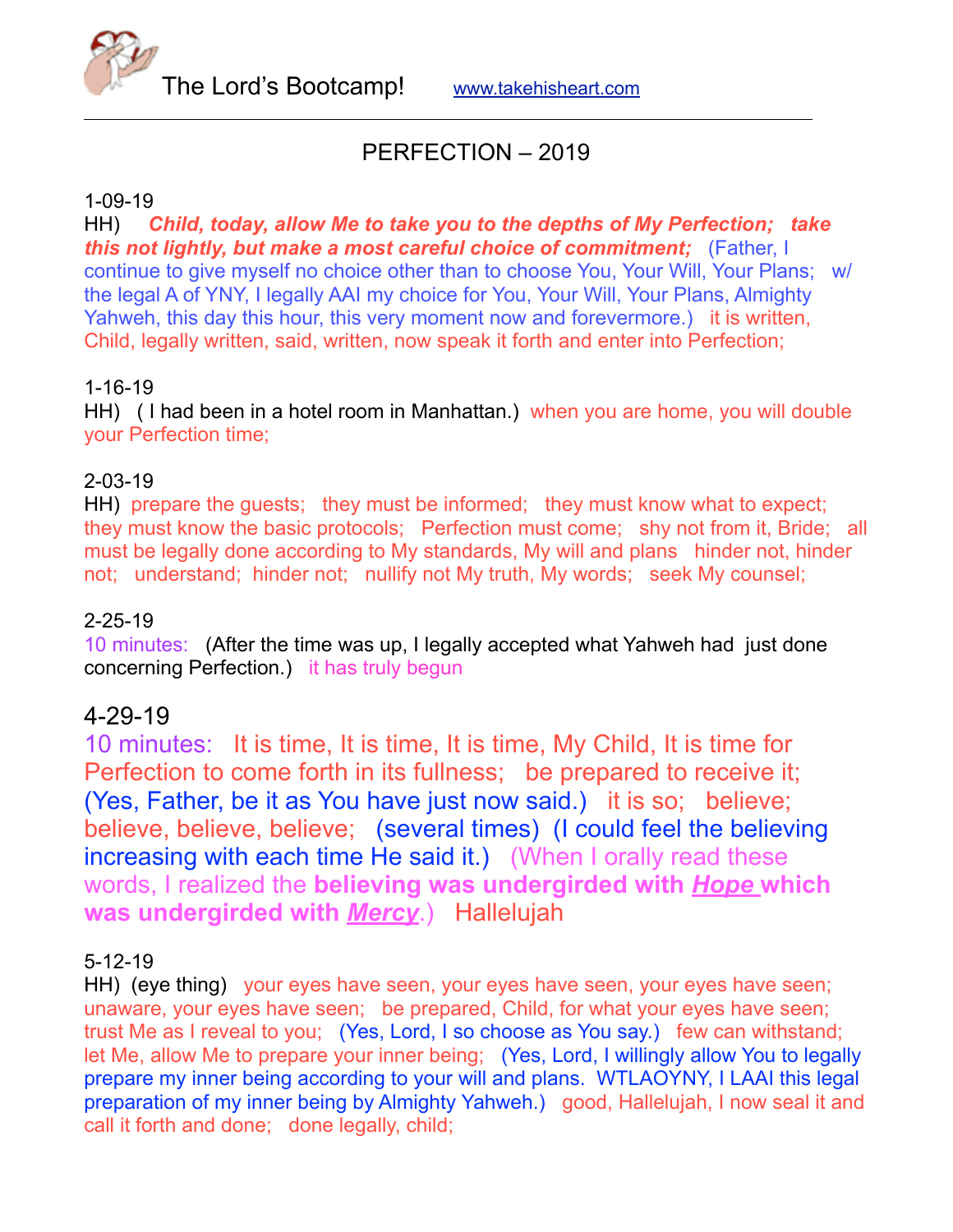The Lord's Bootcamp! www.takehisheart.com

---

# PERFECTION – 2019

1-09-19

HH) ***Child, today, allow Me to take you to the depths of My Perfection; take this not lightly, but make a most careful choice of commitment;*** (Father, I continue to give myself no choice other than to choose You, Your Will, Your Plans; w/ the legal A of YNY, I legally AAI my choice for You, Your Will, Your Plans, Almighty Yahweh, this day this hour, this very moment now and forevermore.) it is written, Child, legally written, said, written, now speak it forth and enter into Perfection;

1-16-19

HH) ( I had been in a hotel room in Manhattan.) when you are home, you will double your Perfection time;

2-03-19

HH) prepare the guests; they must be informed; they must know what to expect; they must know the basic protocols; Perfection must come; shy not from it, Bride; all must be legally done according to My standards, My will and plans hinder not, hinder not; understand; hinder not; nullify not My truth, My words; seek My counsel;

2-25-19

10 minutes: (After the time was up, I legally accepted what Yahweh had just done concerning Perfection.) it has truly begun

## 4-29-19

10 minutes: It is time, It is time, It is time, My Child, It is time for Perfection to come forth in its fullness; be prepared to receive it; (Yes, Father, be it as You have just now said.) it is so; believe; believe, believe, believe; (several times) (I could feel the believing increasing with each time He said it.) (When I orally read these words, I realized the **believing was undergirded with *Hope* which was undergirded with *Mercy*.**) Hallelujah

5-12-19

HH) (eye thing) your eyes have seen, your eyes have seen, your eyes have seen; unaware, your eyes have seen; be prepared, Child, for what your eyes have seen; trust Me as I reveal to you; (Yes, Lord, I so choose as You say.) few can withstand; let Me, allow Me to prepare your inner being; (Yes, Lord, I willingly allow You to legally prepare my inner being according to your will and plans. WTLAOYNY, I LAAI this legal preparation of my inner being by Almighty Yahweh.) good, Hallelujah, I now seal it and call it forth and done; done legally, child;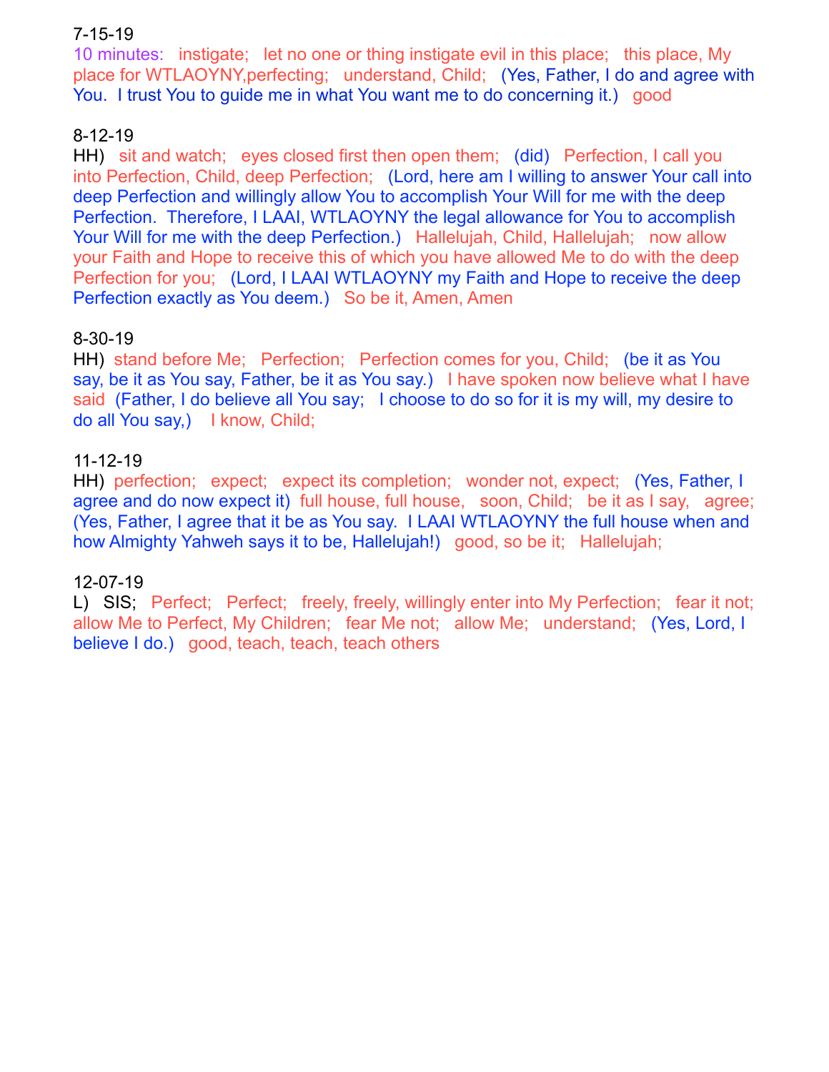7-15-19
10 minutes:   instigate;   let no one or thing instigate evil in this place;   this place, My place for WTLAOYNY,perfecting;   understand, Child;   (Yes, Father, I do and agree with You.  I trust You to guide me in what You want me to do concerning it.)   good

8-12-19
HH)   sit and watch;   eyes closed first then open them;   (did)   Perfection, I call you into Perfection, Child, deep Perfection;   (Lord, here am I willing to answer Your call into deep Perfection and willingly allow You to accomplish Your Will for me with the deep Perfection.  Therefore, I LAAI, WTLAOYNY the legal allowance for You to accomplish Your Will for me with the deep Perfection.)   Hallelujah, Child, Hallelujah;   now allow your Faith and Hope to receive this of which you have allowed Me to do with the deep Perfection for you;   (Lord, I LAAI WTLAOYNY my Faith and Hope to receive the deep Perfection exactly as You deem.)   So be it, Amen, Amen

8-30-19
HH)  stand before Me;   Perfection;   Perfection comes for you, Child;   (be it as You say, be it as You say, Father, be it as You say.)   I have spoken now believe what I have said  (Father, I do believe all You say;   I choose to do so for it is my will, my desire to do all You say,)    I know, Child;

11-12-19
HH)  perfection;   expect;   expect its completion;   wonder not, expect;   (Yes, Father, I agree and do now expect it)  full house, full house,   soon, Child;   be it as I say,   agree;   (Yes, Father, I agree that it be as You say.  I LAAI WTLAOYNY the full house when and how Almighty Yahweh says it to be, Hallelujah!)   good, so be it;   Hallelujah;

12-07-19
L)   SIS;   Perfect;   Perfect;   freely, freely, willingly enter into My Perfection;   fear it not;   allow Me to Perfect, My Children;   fear Me not;   allow Me;   understand;   (Yes, Lord, I believe I do.)   good, teach, teach, teach others